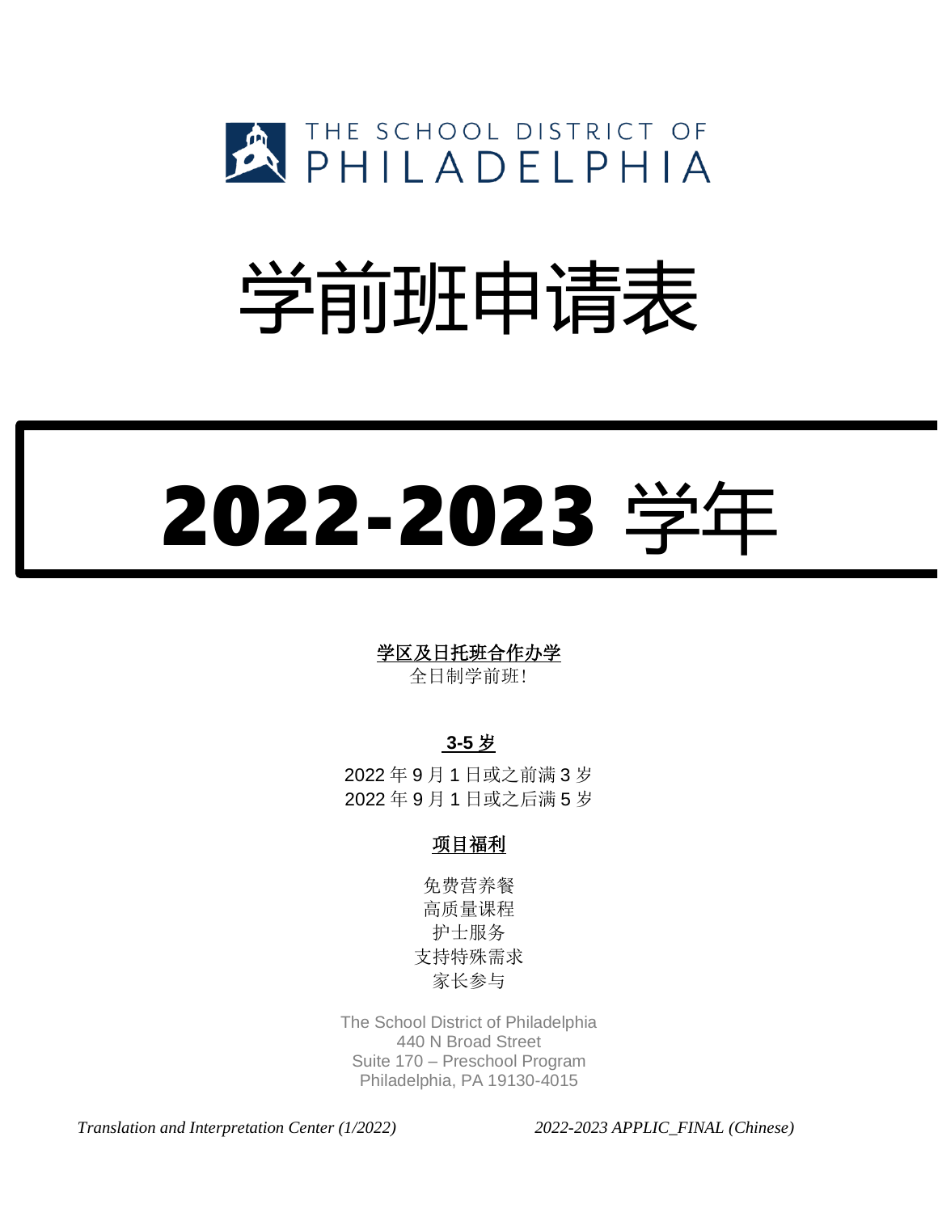THE SCHOOL DISTRICT OF PHILADELPHIA

# 学前班申请表

# 2022-2023 学年

**学区及日托班合作办学**

全日制学前班!

**3-5 岁**

2022 年 9 月 1 日或之前满 3 岁
2022 年 9 月 1 日或之后满 5 岁

**项目福利**

免费营养餐
高质量课程
护士服务
支持特殊需求
家长参与

The School District of Philadelphia
440 N Broad Street
Suite 170 – Preschool Program
Philadelphia, PA 19130-4015

*Translation and Interpretation Center (1/2022)* *2022-2023 APPLIC_FINAL (Chinese)*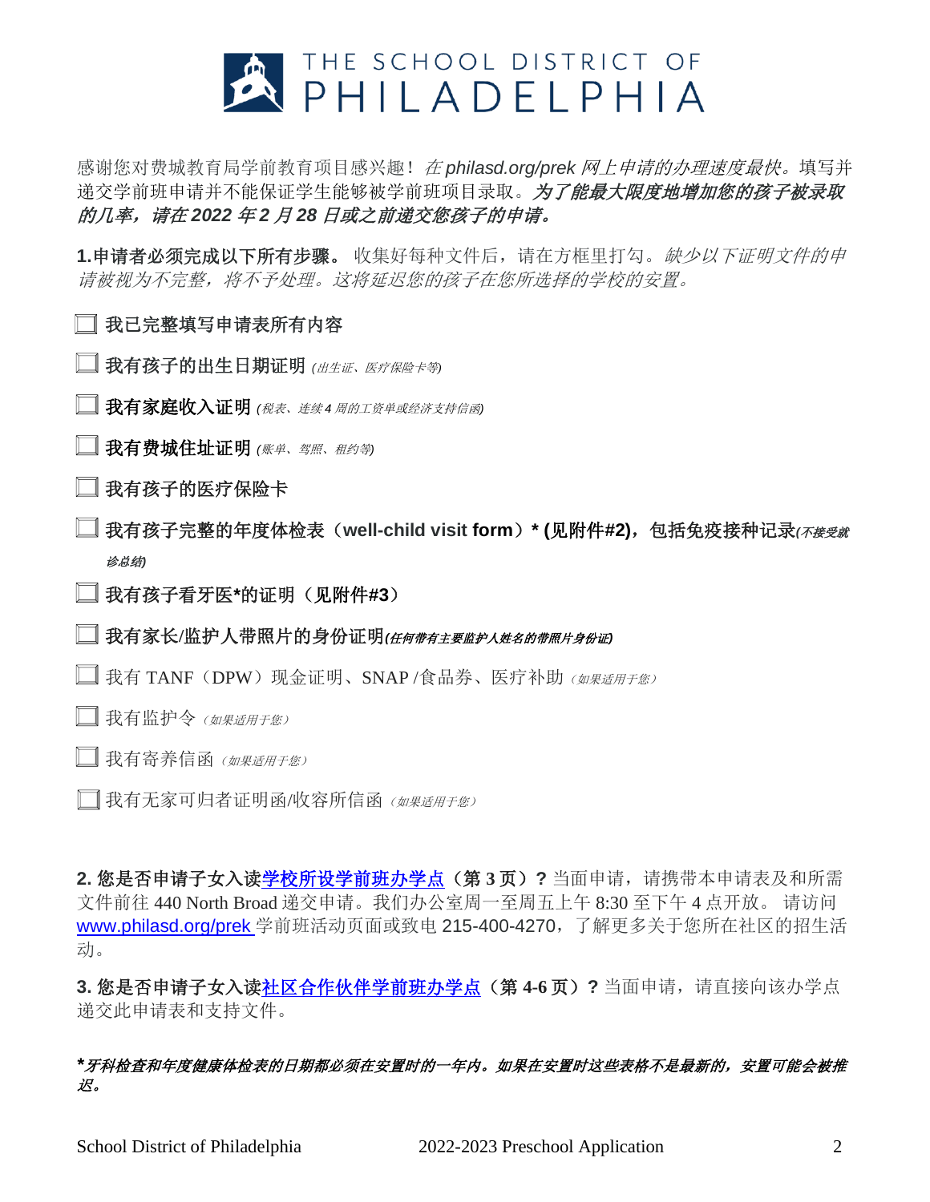# THE SCHOOL DISTRICT OF PHILADELPHIA

感谢您对费城教育局学前教育项目感兴趣！*在 philasd.org/prek 网上申请的办理速度最快*。填写并递交学前班申请并不能保证学生能够被学前班项目录取。***为了能最大限度地增加您的孩子被录取的几率，请在 2022 年 2 月 28 日或之前递交您孩子的申请。***

**1.申请者必须完成以下所有步骤。** 收集好每种文件后，请在方框里打勾。*缺少以下证明文件的申请被视为不完整，将不予处理。这将延迟您的孩子在您所选择的学校的安置。*

- ☐ **我已完整填写申请表所有内容**
- ☐ **我有孩子的出生日期证明** *(出生证、医疗保险卡等)*
- ☐ **我有家庭收入证明** *(税表、连续 4 周的工资单或经济支持信函)*
- ☐ **我有费城住址证明** *(账单、驾照、租约等)*
- ☐ **我有孩子的医疗保险卡**
- ☐ **我有孩子完整的年度体检表（well-child visit form）* (见附件#2)，包括免疫接种记录*(不接受就诊总结)***
- ☐ **我有孩子看牙医*的证明（见附件#3）**
- ☐ **我有家长/监护人带照片的身份证明*(任何带有主要监护人姓名的带照片身份证)***
- ☐ 我有 TANF（DPW）现金证明、SNAP /食品券、医疗补助 *（如果适用于您）*
- ☐ 我有监护令 *（如果适用于您）*
- ☐ 我有寄养信函 *（如果适用于您）*
- ☐ 我有无家可归者证明函/收容所信函 *（如果适用于您）*

**2. 您是否申请子女入读学校所设学前班办学点（第 3 页）？** 当面申请，请携带本申请表及和所需文件前往 440 North Broad 递交申请。我们办公室周一至周五上午 8:30 至下午 4 点开放。 请访问 www.philasd.org/prek 学前班活动页面或致电 215-400-4270，了解更多关于您所在社区的招生活动。

**3. 您是否申请子女入读社区合作伙伴学前班办学点（第 4-6 页）？** 当面申请，请直接向该办学点递交此申请表和支持文件。

***牙科检查和年度健康体检表的日期都必须在安置时的一年内。如果在安置时这些表格不是最新的，安置可能会被推迟。***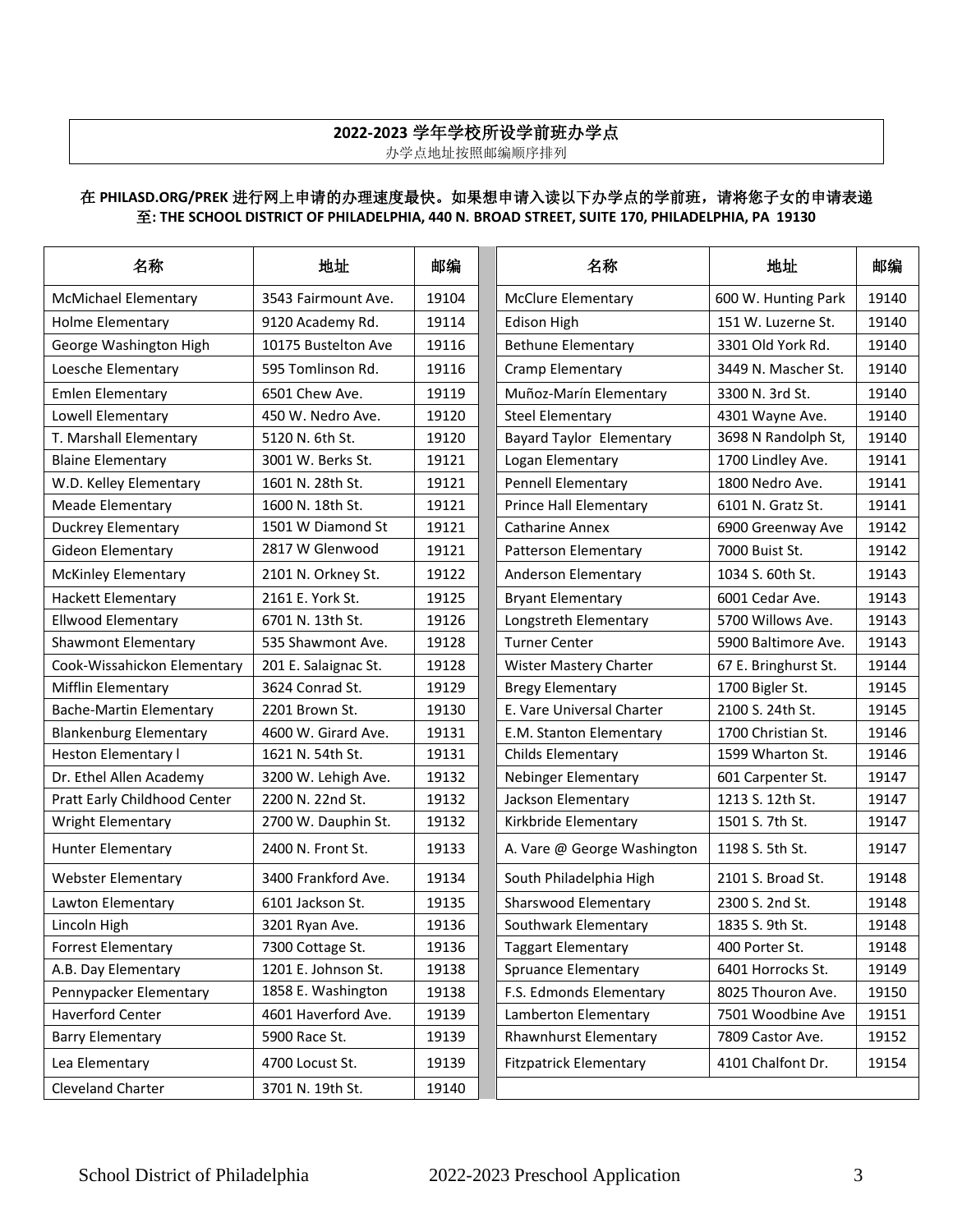## 2022-2023 学年学校所设学前班办学点

办学点地址按照邮编顺序排列

**在 PHILASD.ORG/PREK 进行网上申请的办理速度最快。如果想申请入读以下办学点的学前班，请将您子女的申请表递至: THE SCHOOL DISTRICT OF PHILADELPHIA, 440 N. BROAD STREET, SUITE 170, PHILADELPHIA, PA 19130**

| 名称 | 地址 | 邮编 |
|---|---|---|
| McMichael Elementary | 3543 Fairmount Ave. | 19104 |
| Holme Elementary | 9120 Academy Rd. | 19114 |
| George Washington High | 10175 Bustelton Ave | 19116 |
| Loesche Elementary | 595 Tomlinson Rd. | 19116 |
| Emlen Elementary | 6501 Chew Ave. | 19119 |
| Lowell Elementary | 450 W. Nedro Ave. | 19120 |
| T. Marshall Elementary | 5120 N. 6th St. | 19120 |
| Blaine Elementary | 3001 W. Berks St. | 19121 |
| W.D. Kelley Elementary | 1601 N. 28th St. | 19121 |
| Meade Elementary | 1600 N. 18th St. | 19121 |
| Duckrey Elementary | 1501 W Diamond St | 19121 |
| Gideon Elementary | 2817 W Glenwood | 19121 |
| McKinley Elementary | 2101 N. Orkney St. | 19122 |
| Hackett Elementary | 2161 E. York St. | 19125 |
| Ellwood Elementary | 6701 N. 13th St. | 19126 |
| Shawmont Elementary | 535 Shawmont Ave. | 19128 |
| Cook-Wissahickon Elementary | 201 E. Salaignac St. | 19128 |
| Mifflin Elementary | 3624 Conrad St. | 19129 |
| Bache-Martin Elementary | 2201 Brown St. | 19130 |
| Blankenburg Elementary | 4600 W. Girard Ave. | 19131 |
| Heston Elementary l | 1621 N. 54th St. | 19131 |
| Dr. Ethel Allen Academy | 3200 W. Lehigh Ave. | 19132 |
| Pratt Early Childhood Center | 2200 N. 22nd St. | 19132 |
| Wright Elementary | 2700 W. Dauphin St. | 19132 |
| Hunter Elementary | 2400 N. Front St. | 19133 |
| Webster Elementary | 3400 Frankford Ave. | 19134 |
| Lawton Elementary | 6101 Jackson St. | 19135 |
| Lincoln High | 3201 Ryan Ave. | 19136 |
| Forrest Elementary | 7300 Cottage St. | 19136 |
| A.B. Day Elementary | 1201 E. Johnson St. | 19138 |
| Pennypacker Elementary | 1858 E. Washington | 19138 |
| Haverford Center | 4601 Haverford Ave. | 19139 |
| Barry Elementary | 5900 Race St. | 19139 |
| Lea Elementary | 4700 Locust St. | 19139 |
| Cleveland Charter | 3701 N. 19th St. | 19140 |
| McClure Elementary | 600 W. Hunting Park | 19140 |
| Edison High | 151 W. Luzerne St. | 19140 |
| Bethune Elementary | 3301 Old York Rd. | 19140 |
| Cramp Elementary | 3449 N. Mascher St. | 19140 |
| Muñoz-Marín Elementary | 3300 N. 3rd St. | 19140 |
| Steel Elementary | 4301 Wayne Ave. | 19140 |
| Bayard Taylor Elementary | 3698 N Randolph St, | 19140 |
| Logan Elementary | 1700 Lindley Ave. | 19141 |
| Pennell Elementary | 1800 Nedro Ave. | 19141 |
| Prince Hall Elementary | 6101 N. Gratz St. | 19141 |
| Catharine Annex | 6900 Greenway Ave | 19142 |
| Patterson Elementary | 7000 Buist St. | 19142 |
| Anderson Elementary | 1034 S. 60th St. | 19143 |
| Bryant Elementary | 6001 Cedar Ave. | 19143 |
| Longstreth Elementary | 5700 Willows Ave. | 19143 |
| Turner Center | 5900 Baltimore Ave. | 19143 |
| Wister Mastery Charter | 67 E. Bringhurst St. | 19144 |
| Bregy Elementary | 1700 Bigler St. | 19145 |
| E. Vare Universal Charter | 2100 S. 24th St. | 19145 |
| E.M. Stanton Elementary | 1700 Christian St. | 19146 |
| Childs Elementary | 1599 Wharton St. | 19146 |
| Nebinger Elementary | 601 Carpenter St. | 19147 |
| Jackson Elementary | 1213 S. 12th St. | 19147 |
| Kirkbride Elementary | 1501 S. 7th St. | 19147 |
| A. Vare @ George Washington | 1198 S. 5th St. | 19147 |
| South Philadelphia High | 2101 S. Broad St. | 19148 |
| Sharswood Elementary | 2300 S. 2nd St. | 19148 |
| Southwark Elementary | 1835 S. 9th St. | 19148 |
| Taggart Elementary | 400 Porter St. | 19148 |
| Spruance Elementary | 6401 Horrocks St. | 19149 |
| F.S. Edmonds Elementary | 8025 Thouron Ave. | 19150 |
| Lamberton Elementary | 7501 Woodbine Ave | 19151 |
| Rhawnhurst Elementary | 7809 Castor Ave. | 19152 |
| Fitzpatrick Elementary | 4101 Chalfont Dr. | 19154 |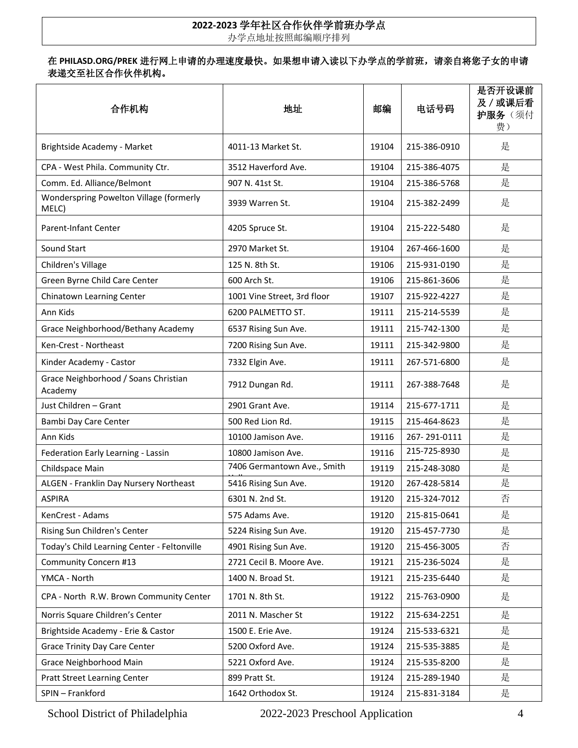**2022-2023 学年社区合作伙伴学前班办学点**
办学点地址按照邮编顺序排列

**在 PHILASD.ORG/PREK 进行网上申请的办理速度最快。如果想申请入读以下办学点的学前班，请亲自将您子女的申请表递交至社区合作伙伴机构。**

| 合作机构 | 地址 | 邮编 | 电话号码 | 是否开设课前及 / 或课后看护服务（须付费） |
|---|---|---|---|---|
| Brightside Academy - Market | 4011-13 Market St. | 19104 | 215-386-0910 | 是 |
| CPA - West Phila. Community Ctr. | 3512 Haverford Ave. | 19104 | 215-386-4075 | 是 |
| Comm. Ed. Alliance/Belmont | 907 N. 41st St. | 19104 | 215-386-5768 | 是 |
| Wonderspring Powelton Village (formerly MELC) | 3939 Warren St. | 19104 | 215-382-2499 | 是 |
| Parent-Infant Center | 4205 Spruce St. | 19104 | 215-222-5480 | 是 |
| Sound Start | 2970 Market St. | 19104 | 267-466-1600 | 是 |
| Children's Village | 125 N. 8th St. | 19106 | 215-931-0190 | 是 |
| Green Byrne Child Care Center | 600 Arch St. | 19106 | 215-861-3606 | 是 |
| Chinatown Learning Center | 1001 Vine Street, 3rd floor | 19107 | 215-922-4227 | 是 |
| Ann Kids | 6200 PALMETTO ST. | 19111 | 215-214-5539 | 是 |
| Grace Neighborhood/Bethany Academy | 6537 Rising Sun Ave. | 19111 | 215-742-1300 | 是 |
| Ken-Crest - Northeast | 7200 Rising Sun Ave. | 19111 | 215-342-9800 | 是 |
| Kinder Academy - Castor | 7332 Elgin Ave. | 19111 | 267-571-6800 | 是 |
| Grace Neighborhood / Soans Christian Academy | 7912 Dungan Rd. | 19111 | 267-388-7648 | 是 |
| Just Children – Grant | 2901 Grant Ave. | 19114 | 215-677-1711 | 是 |
| Bambi Day Care Center | 500 Red Lion Rd. | 19115 | 215-464-8623 | 是 |
| Ann Kids | 10100 Jamison Ave. | 19116 | 267- 291-0111 | 是 |
| Federation Early Learning - Lassin | 10800 Jamison Ave. | 19116 | 215-725-8930 | 是 |
| Childspace Main | 7406 Germantown Ave., Smith | 19119 | 215-248-3080 | 是 |
| ALGEN - Franklin Day Nursery Northeast | 5416 Rising Sun Ave. | 19120 | 267-428-5814 | 是 |
| ASPIRA | 6301 N. 2nd St. | 19120 | 215-324-7012 | 否 |
| KenCrest - Adams | 575 Adams Ave. | 19120 | 215-815-0641 | 是 |
| Rising Sun Children's Center | 5224 Rising Sun Ave. | 19120 | 215-457-7730 | 是 |
| Today's Child Learning Center - Feltonville | 4901 Rising Sun Ave. | 19120 | 215-456-3005 | 否 |
| Community Concern #13 | 2721 Cecil B. Moore Ave. | 19121 | 215-236-5024 | 是 |
| YMCA - North | 1400 N. Broad St. | 19121 | 215-235-6440 | 是 |
| CPA - North R.W. Brown Community Center | 1701 N. 8th St. | 19122 | 215-763-0900 | 是 |
| Norris Square Children's Center | 2011 N. Mascher St | 19122 | 215-634-2251 | 是 |
| Brightside Academy - Erie & Castor | 1500 E. Erie Ave. | 19124 | 215-533-6321 | 是 |
| Grace Trinity Day Care Center | 5200 Oxford Ave. | 19124 | 215-535-3885 | 是 |
| Grace Neighborhood Main | 5221 Oxford Ave. | 19124 | 215-535-8200 | 是 |
| Pratt Street Learning Center | 899 Pratt St. | 19124 | 215-289-1940 | 是 |
| SPIN – Frankford | 1642 Orthodox St. | 19124 | 215-831-3184 | 是 |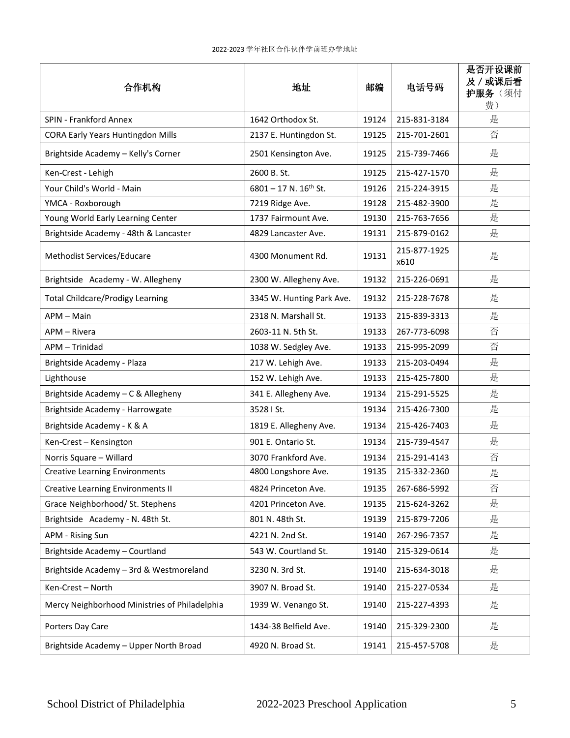2022-2023 学年社区合作伙伴学前班办学地址

| 合作机构 | 地址 | 邮编 | 电话号码 | 是否开设课前及/或课后看护服务（须付费） |
|---|---|---|---|---|
| SPIN - Frankford Annex | 1642 Orthodox St. | 19124 | 215-831-3184 | 是 |
| CORA Early Years Huntingdon Mills | 2137 E. Huntingdon St. | 19125 | 215-701-2601 | 否 |
| Brightside Academy – Kelly's Corner | 2501 Kensington Ave. | 19125 | 215-739-7466 | 是 |
| Ken-Crest - Lehigh | 2600 B. St. | 19125 | 215-427-1570 | 是 |
| Your Child's World - Main | 6801 – 17 N. 16th St. | 19126 | 215-224-3915 | 是 |
| YMCA - Roxborough | 7219 Ridge Ave. | 19128 | 215-482-3900 | 是 |
| Young World Early Learning Center | 1737 Fairmount Ave. | 19130 | 215-763-7656 | 是 |
| Brightside Academy - 48th & Lancaster | 4829 Lancaster Ave. | 19131 | 215-879-0162 | 是 |
| Methodist Services/Educare | 4300 Monument Rd. | 19131 | 215-877-1925 x610 | 是 |
| Brightside Academy - W. Allegheny | 2300 W. Allegheny Ave. | 19132 | 215-226-0691 | 是 |
| Total Childcare/Prodigy Learning | 3345 W. Hunting Park Ave. | 19132 | 215-228-7678 | 是 |
| APM – Main | 2318 N. Marshall St. | 19133 | 215-839-3313 | 是 |
| APM – Rivera | 2603-11 N. 5th St. | 19133 | 267-773-6098 | 否 |
| APM – Trinidad | 1038 W. Sedgley Ave. | 19133 | 215-995-2099 | 否 |
| Brightside Academy - Plaza | 217 W. Lehigh Ave. | 19133 | 215-203-0494 | 是 |
| Lighthouse | 152 W. Lehigh Ave. | 19133 | 215-425-7800 | 是 |
| Brightside Academy – C & Allegheny | 341 E. Allegheny Ave. | 19134 | 215-291-5525 | 是 |
| Brightside Academy - Harrowgate | 3528 I St. | 19134 | 215-426-7300 | 是 |
| Brightside Academy - K & A | 1819 E. Allegheny Ave. | 19134 | 215-426-7403 | 是 |
| Ken-Crest – Kensington | 901 E. Ontario St. | 19134 | 215-739-4547 | 是 |
| Norris Square – Willard | 3070 Frankford Ave. | 19134 | 215-291-4143 | 否 |
| Creative Learning Environments | 4800 Longshore Ave. | 19135 | 215-332-2360 | 是 |
| Creative Learning Environments II | 4824 Princeton Ave. | 19135 | 267-686-5992 | 否 |
| Grace Neighborhood/ St. Stephens | 4201 Princeton Ave. | 19135 | 215-624-3262 | 是 |
| Brightside Academy - N. 48th St. | 801 N. 48th St. | 19139 | 215-879-7206 | 是 |
| APM - Rising Sun | 4221 N. 2nd St. | 19140 | 267-296-7357 | 是 |
| Brightside Academy – Courtland | 543 W. Courtland St. | 19140 | 215-329-0614 | 是 |
| Brightside Academy – 3rd & Westmoreland | 3230 N. 3rd St. | 19140 | 215-634-3018 | 是 |
| Ken-Crest – North | 3907 N. Broad St. | 19140 | 215-227-0534 | 是 |
| Mercy Neighborhood Ministries of Philadelphia | 1939 W. Venango St. | 19140 | 215-227-4393 | 是 |
| Porters Day Care | 1434-38 Belfield Ave. | 19140 | 215-329-2300 | 是 |
| Brightside Academy – Upper North Broad | 4920 N. Broad St. | 19141 | 215-457-5708 | 是 |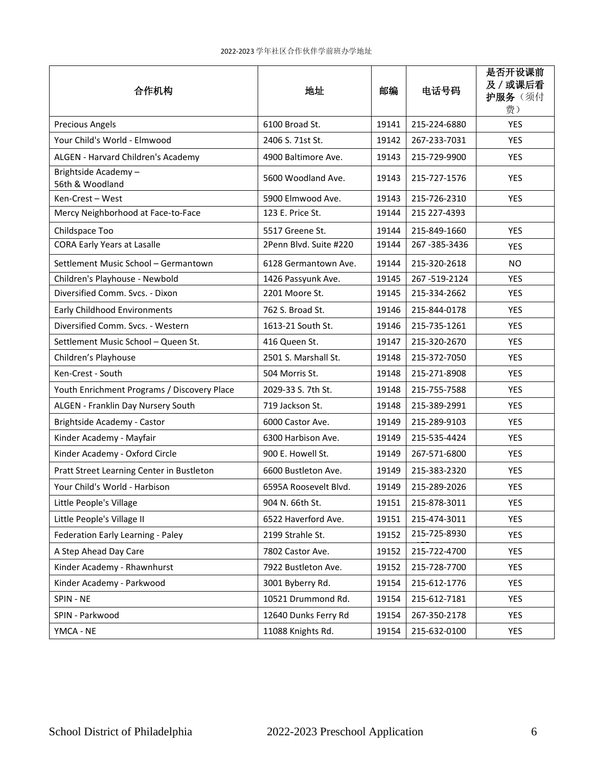2022-2023 学年社区合作伙伴学前班办学地址

| 合作机构 | 地址 | 邮编 | 电话号码 | 是否开设课前及 / 或课后看护服务（须付费） |
|---|---|---|---|---|
| Precious Angels | 6100 Broad St. | 19141 | 215-224-6880 | YES |
| Your Child's World - Elmwood | 2406 S. 71st St. | 19142 | 267-233-7031 | YES |
| ALGEN - Harvard Children's Academy | 4900 Baltimore Ave. | 19143 | 215-729-9900 | YES |
| Brightside Academy – 56th & Woodland | 5600 Woodland Ave. | 19143 | 215-727-1576 | YES |
| Ken-Crest – West | 5900 Elmwood Ave. | 19143 | 215-726-2310 | YES |
| Mercy Neighborhood at Face-to-Face | 123 E. Price St. | 19144 | 215 227-4393 | |
| Childspace Too | 5517 Greene St. | 19144 | 215-849-1660 | YES |
| CORA Early Years at Lasalle | 2Penn Blvd. Suite #220 | 19144 | 267 -385-3436 | YES |
| Settlement Music School – Germantown | 6128 Germantown Ave. | 19144 | 215-320-2618 | NO |
| Children's Playhouse - Newbold | 1426 Passyunk Ave. | 19145 | 267 -519-2124 | YES |
| Diversified Comm. Svcs. - Dixon | 2201 Moore St. | 19145 | 215-334-2662 | YES |
| Early Childhood Environments | 762 S. Broad St. | 19146 | 215-844-0178 | YES |
| Diversified Comm. Svcs. - Western | 1613-21 South St. | 19146 | 215-735-1261 | YES |
| Settlement Music School – Queen St. | 416 Queen St. | 19147 | 215-320-2670 | YES |
| Children's Playhouse | 2501 S. Marshall St. | 19148 | 215-372-7050 | YES |
| Ken-Crest - South | 504 Morris St. | 19148 | 215-271-8908 | YES |
| Youth Enrichment Programs / Discovery Place | 2029-33 S. 7th St. | 19148 | 215-755-7588 | YES |
| ALGEN - Franklin Day Nursery South | 719 Jackson St. | 19148 | 215-389-2991 | YES |
| Brightside Academy - Castor | 6000 Castor Ave. | 19149 | 215-289-9103 | YES |
| Kinder Academy - Mayfair | 6300 Harbison Ave. | 19149 | 215-535-4424 | YES |
| Kinder Academy - Oxford Circle | 900 E. Howell St. | 19149 | 267-571-6800 | YES |
| Pratt Street Learning Center in Bustleton | 6600 Bustleton Ave. | 19149 | 215-383-2320 | YES |
| Your Child's World - Harbison | 6595A Roosevelt Blvd. | 19149 | 215-289-2026 | YES |
| Little People's Village | 904 N. 66th St. | 19151 | 215-878-3011 | YES |
| Little People's Village II | 6522 Haverford Ave. | 19151 | 215-474-3011 | YES |
| Federation Early Learning - Paley | 2199 Strahle St. | 19152 | 215-725-8930 | YES |
| A Step Ahead Day Care | 7802 Castor Ave. | 19152 | 215-722-4700 | YES |
| Kinder Academy - Rhawnhurst | 7922 Bustleton Ave. | 19152 | 215-728-7700 | YES |
| Kinder Academy - Parkwood | 3001 Byberry Rd. | 19154 | 215-612-1776 | YES |
| SPIN - NE | 10521 Drummond Rd. | 19154 | 215-612-7181 | YES |
| SPIN - Parkwood | 12640 Dunks Ferry Rd | 19154 | 267-350-2178 | YES |
| YMCA - NE | 11088 Knights Rd. | 19154 | 215-632-0100 | YES |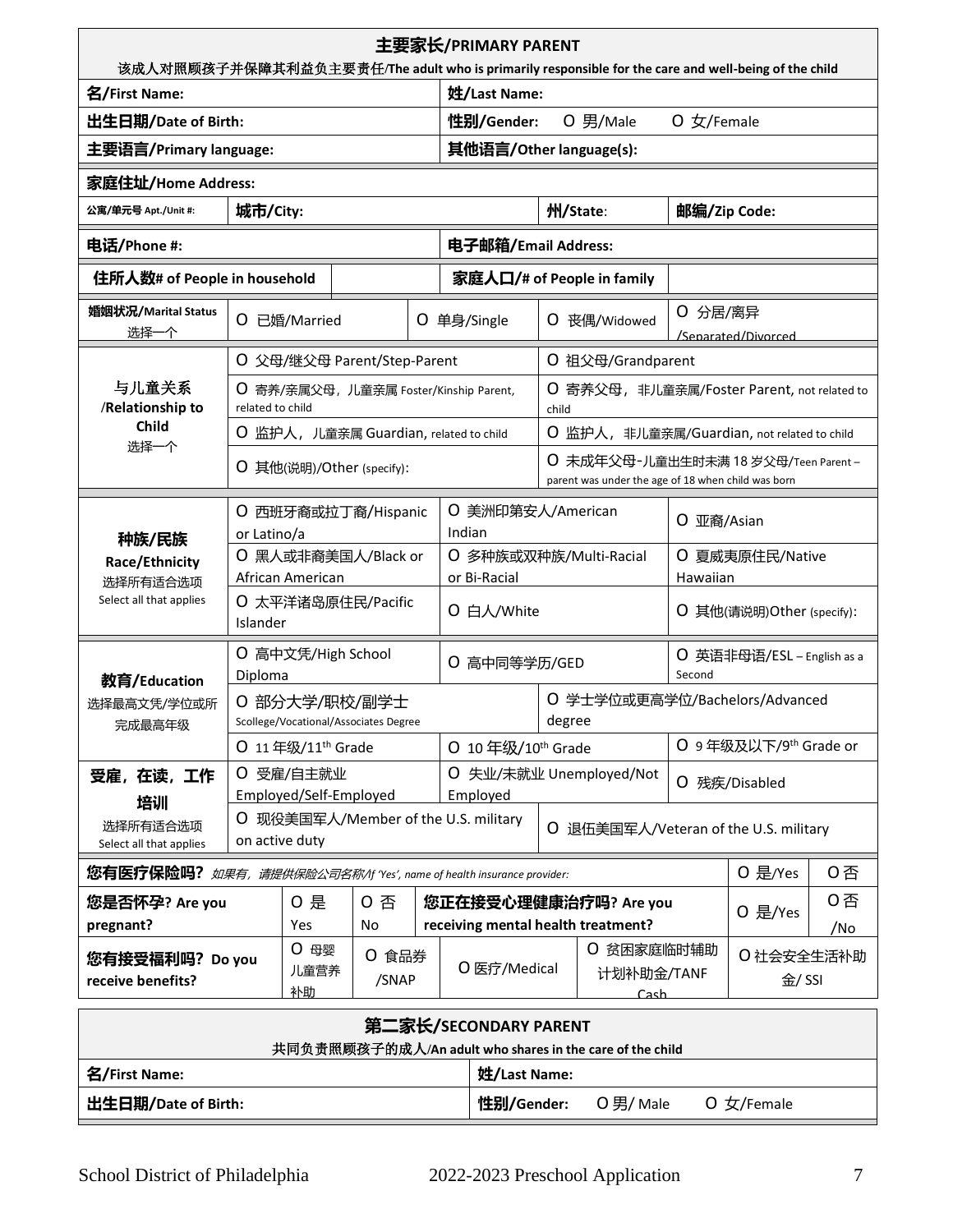## 主要家长/PRIMARY PARENT

该成人对照顾孩子并保障其利益负主要责任/The adult who is primarily responsible for the care and well-being of the child

| | | | | | |
|---|---|---|---|---|---|
| **名/First Name:** | | | **姓/Last Name:** | | |
| **出生日期/Date of Birth:** | | | **性别/Gender:** O 男/Male O 女/Female | | |
| **主要语言/Primary language:** | | | **其他语言/Other language(s):** | | |
| **家庭住址/Home Address:** | | | | | |
| **公寓/单元号 Apt./Unit #:** | **城市/City:** | | | **州/State:** | **邮编/Zip Code:** |
| **电话/Phone #:** | | | **电子邮箱/Email Address:** | | |
| **住所人数# of People in household** | | | **家庭人口/# of People in family** | | |
| **婚姻状况/Marital Status** 选择一个 | O 已婚/Married | O 单身/Single | O 丧偶/Widowed | O 分居/离异 /Separated/Divorced | |
| **与儿童关系 /Relationship to Child** 选择一个 | O 父母/继父母 Parent/Step-Parent | | O 祖父母/Grandparent | | |
| | O 寄养/亲属父母，儿童亲属 Foster/Kinship Parent, related to child | | O 寄养父母，非儿童亲属/Foster Parent, not related to child | | |
| | O 监护人，儿童亲属 Guardian, related to child | | O 监护人，非儿童亲属/Guardian, not related to child | | |
| | O 其他(说明)/Other (specify): | | O 未成年父母-儿童出生时未满 18 岁父母/Teen Parent – parent was under the age of 18 when child was born | | |
| **种族/民族 Race/Ethnicity** 选择所有适合选项 Select all that applies | O 西班牙裔或拉丁裔/Hispanic or Latino/a | O 美洲印第安人/American Indian | | O 亚裔/Asian | |
| | O 黑人或非裔美国人/Black or African American | O 多种族或双种族/Multi-Racial or Bi-Racial | | O 夏威夷原住民/Native Hawaiian | |
| | O 太平洋诸岛原住民/Pacific Islander | O 白人/White | | O 其他(请说明)Other (specify): | |
| **教育/Education** 选择最高文凭/学位或所完成最高年级 | O 高中文凭/High School Diploma | O 高中同等学历/GED | | O 英语非母语/ESL – English as a Second | |
| | O 部分大学/职校/副学士 Scollege/Vocational/Associates Degree | | O 学士学位或更高学位/Bachelors/Advanced degree | | |
| | O 11 年级/11th Grade | O 10 年级/10th Grade | | O 9 年级及以下/9th Grade or | |
| **受雇，在读，工作培训** 选择所有适合选项 Select all that applies | O 受雇/自主就业 Employed/Self-Employed | O 失业/未就业 Unemployed/Not Employed | | O 残疾/Disabled | |
| | O 现役美国军人/Member of the U.S. military on active duty | | O 退伍美国军人/Veteran of the U.S. military | | |

| | | | | | | |
|---|---|---|---|---|---|---|
| **您有医疗保险吗?** *如果有，请提供保险公司名称/If 'Yes', name of health insurance provider:* | | | | | O 是/Yes | O 否 |
| **您是否怀孕? Are you pregnant?** | O 是 Yes | O 否 No | **您正在接受心理健康治疗吗? Are you receiving mental health treatment?** | | O 是/Yes | O 否 /No |
| **您有接受福利吗? Do you receive benefits?** | O 母婴儿童营养补助 | O 食品券 /SNAP | O 医疗/Medical | O 贫困家庭临时辅助计划补助金/TANF Cash | O 社会安全生活补助金/ SSI | |

## 第二家长/SECONDARY PARENT

共同负责照顾孩子的成人/An adult who shares in the care of the child

| | |
|---|---|
| **名/First Name:** | **姓/Last Name:** |
| **出生日期/Date of Birth:** | **性别/Gender:** O 男/ Male O 女/Female |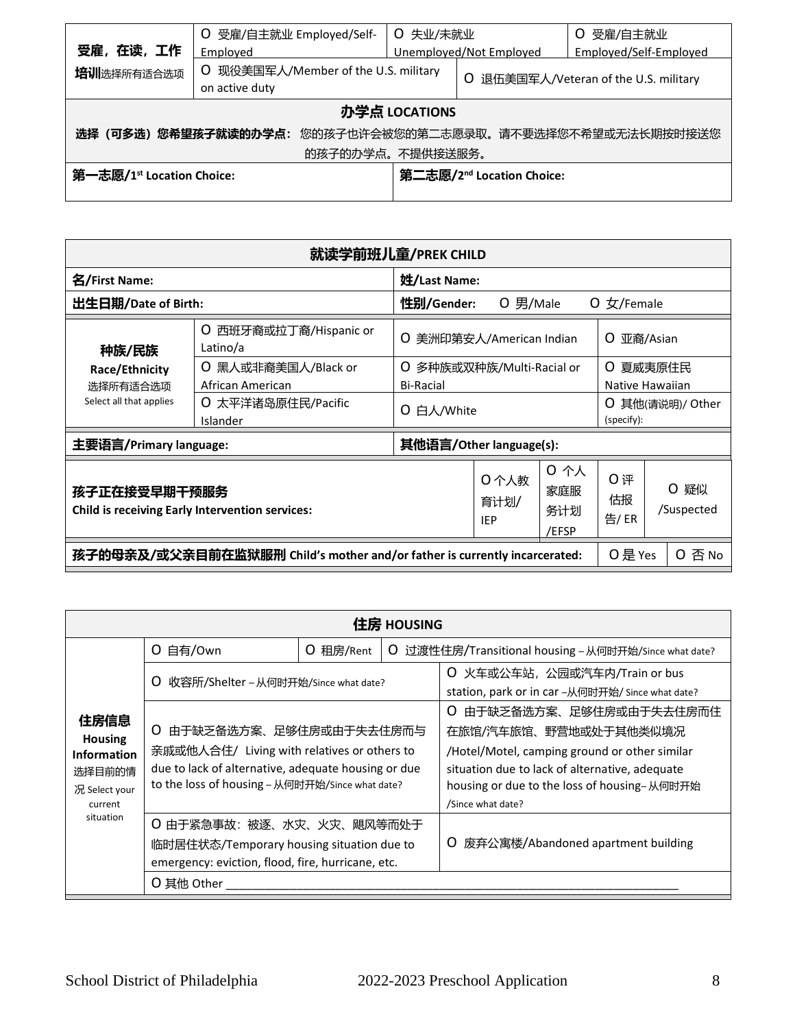| 受雇，在读，工作培训选择所有适合选项 | O 受雇/自主就业 Employed/Self-Employed | O 失业/未就业 Unemployed/Not Employed | O 受雇/自主就业 Employed/Self-Employed |
|---|---|---|---|
| | O 现役美国军人/Member of the U.S. military on active duty | O 退伍美国军人/Veteran of the U.S. military | |

| 办学点 LOCATIONS | |
|---|---|
| **选择（可多选）您希望孩子就读的办学点：** 您的孩子也许会被您的第二志愿录取。请不要选择您不希望或无法长期按时接送您的孩子的办学点。不提供接送服务。 | |
| **第一志愿/1st Location Choice:** | **第二志愿/2nd Location Choice:** |

| 就读学前班儿童/PREK CHILD | | | |
|---|---|---|---|
| **名/First Name:** | | **姓/Last Name:** | |
| **出生日期/Date of Birth:** | | **性别/Gender:** O 男/Male O 女/Female | |
| **种族/民族 Race/Ethnicity** 选择所有适合选项 Select all that applies | O 西班牙裔或拉丁裔/Hispanic or Latino/a | O 美洲印第安人/American Indian | O 亚裔/Asian |
| | O 黑人或非裔美国人/Black or African American | O 多种族或双种族/Multi-Racial or Bi-Racial | O 夏威夷原住民 Native Hawaiian |
| | O 太平洋诸岛原住民/Pacific Islander | O 白人/White | O 其他(请说明)/ Other (specify): |
| **主要语言/Primary language:** | | **其他语言/Other language(s):** | |

| 孩子正在接受早期干预服务 Child is receiving Early Intervention services: | O 个人教育计划/ IEP | O 个人家庭服务计划 /EFSP | O 评估报告/ ER | O 疑似 /Suspected |
|---|---|---|---|---|
| **孩子的母亲及/或父亲目前在监狱服刑 Child's mother and/or father is currently incarcerated:** | | | O 是 Yes | O 否 No |

| 住房 HOUSING | | | |
|---|---|---|---|
| **住房信息 Housing Information** 选择目前的情况 Select your current situation | O 自有/Own | O 租房/Rent | O 过渡性住房/Transitional housing – 从何时开始/Since what date? |
| | O 收容所/Shelter – 从何时开始/Since what date? | | O 火车或公车站，公园或汽车内/Train or bus station, park or in car –从何时开始/ Since what date? |
| | O 由于缺乏备选方案、足够住房或由于失去住房而与亲戚或他人合住/ Living with relatives or others to due to lack of alternative, adequate housing or due to the loss of housing – 从何时开始/Since what date? | | O 由于缺乏备选方案、足够住房或由于失去住房而住在旅馆/汽车旅馆、野营地或处于其他类似境况 /Hotel/Motel, camping ground or other similar situation due to lack of alternative, adequate housing or due to the loss of housing– 从何时开始 /Since what date? |
| | O 由于紧急事故：被逐、水灾、火灾、飓风等而处于临时居住状态/Temporary housing situation due to emergency: eviction, flood, fire, hurricane, etc. | | O 废弃公寓楼/Abandoned apartment building |
| | O 其他 Other ______________________________ | | |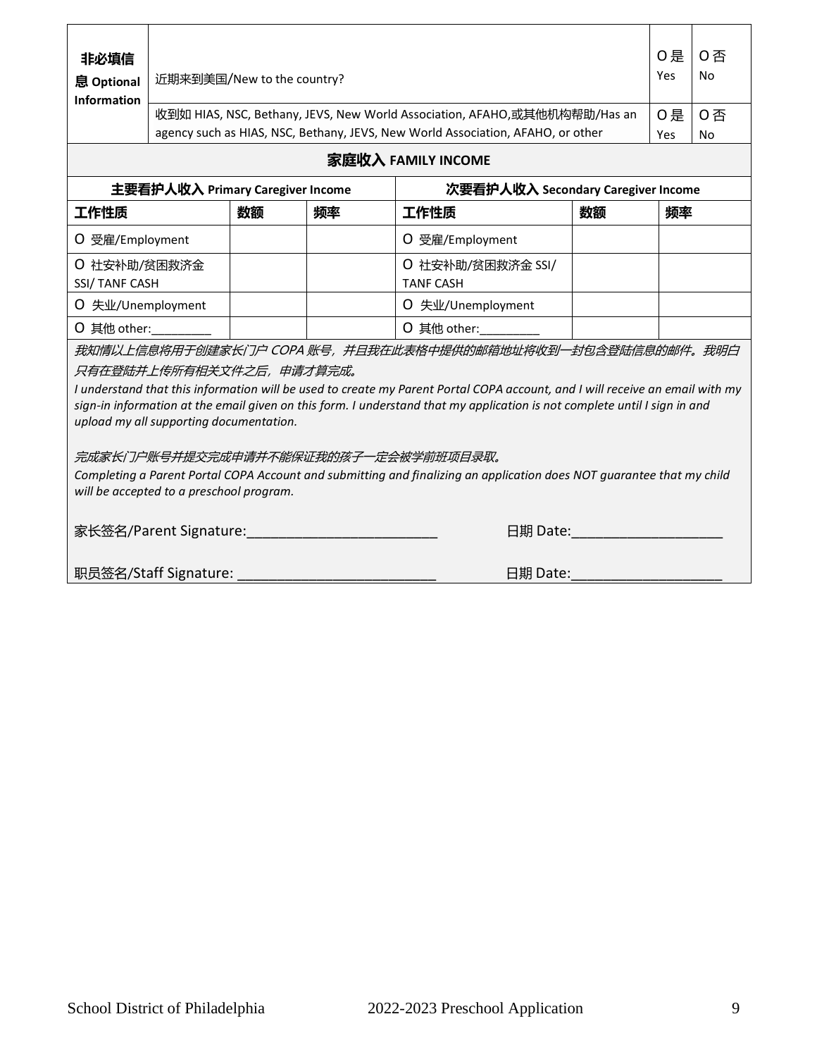| 非必填信息 Optional Information | 近期来到美国/New to the country? | O 是 Yes | O 否 No |
|---|---|---|---|
| | 收到如 HIAS, NSC, Bethany, JEVS, New World Association, AFAHO,或其他机构帮助/Has an agency such as HIAS, NSC, Bethany, JEVS, New World Association, AFAHO, or other | O 是 Yes | O 否 No |

## 家庭收入 FAMILY INCOME

| 主要看护人收入 Primary Caregiver Income | | | 次要看护人收入 Secondary Caregiver Income | | |
|---|---|---|---|---|---|
| **工作性质** | **数额** | **频率** | **工作性质** | **数额** | **频率** |
| O 受雇/Employment | | | O 受雇/Employment | | |
| O 社安补助/贫困救济金 SSI/ TANF CASH | | | O 社安补助/贫困救济金 SSI/ TANF CASH | | |
| O 失业/Unemployment | | | O 失业/Unemployment | | |
| O 其他 other:_________ | | | O 其他 other:_________ | | |

*我知情以上信息将用于创建家长门户 COPA 账号，并且我在此表格中提供的邮箱地址将收到一封包含登陆信息的邮件。我明白只有在登陆并上传所有相关文件之后，申请才算完成。*

*I understand that this information will be used to create my Parent Portal COPA account, and I will receive an email with my sign-in information at the email given on this form. I understand that my application is not complete until I sign in and upload my all supporting documentation.*

*完成家长门户账号并提交完成申请并不能保证我的孩子一定会被学前班项目录取。*

*Completing a Parent Portal COPA Account and submitting and finalizing an application does NOT guarantee that my child will be accepted to a preschool program.*

家长签名/Parent Signature:________________________ 日期 Date:__________________

职员签名/Staff Signature: ________________________ 日期 Date:__________________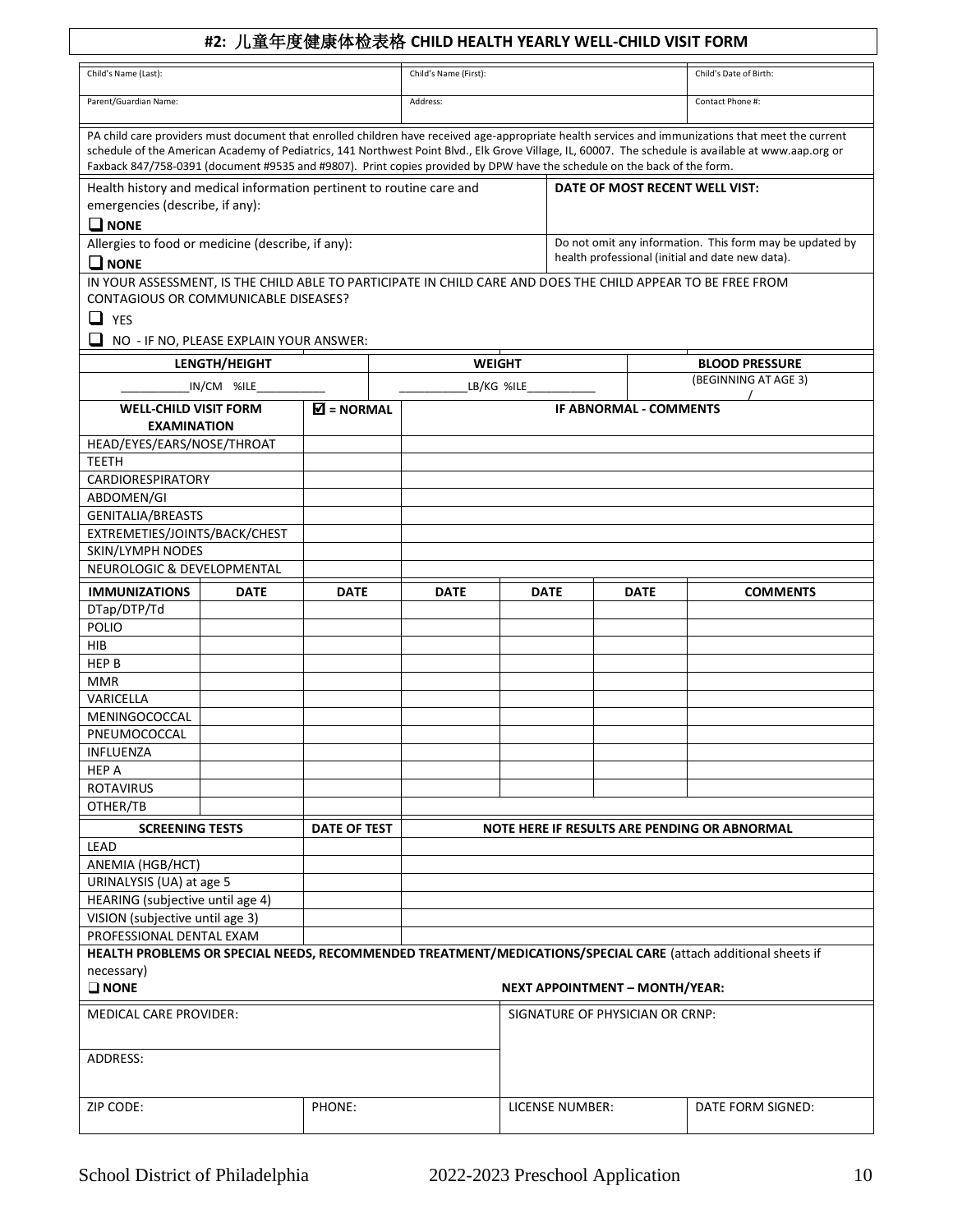# #2: 儿童年度健康体检表格 CHILD HEALTH YEARLY WELL-CHILD VISIT FORM

| Child's Name (Last): | Child's Name (First): | Child's Date of Birth: |
|---|---|---|
| Parent/Guardian Name: | Address: | Contact Phone #: |

PA child care providers must document that enrolled children have received age-appropriate health services and immunizations that meet the current schedule of the American Academy of Pediatrics, 141 Northwest Point Blvd., Elk Grove Village, IL, 60007. The schedule is available at www.aap.org or Faxback 847/758-0391 (document #9535 and #9807). Print copies provided by DPW have the schedule on the back of the form.

| Health history and medical information pertinent to routine care and emergencies (describe, if any): ❑ NONE | **DATE OF MOST RECENT WELL VIST:** |
|---|---|
| Allergies to food or medicine (describe, if any): ❑ NONE | Do not omit any information. This form may be updated by health professional (initial and date new data). |

IN YOUR ASSESSMENT, IS THE CHILD ABLE TO PARTICIPATE IN CHILD CARE AND DOES THE CHILD APPEAR TO BE FREE FROM CONTAGIOUS OR COMMUNICABLE DISEASES?

❑ YES

❑ NO - IF NO, PLEASE EXPLAIN YOUR ANSWER:

| LENGTH/HEIGHT | WEIGHT | BLOOD PRESSURE |
|---|---|---|
| __________IN/CM %ILE__________ | __________LB/KG %ILE__________ | (BEGINNING AT AGE 3) / |

| WELL-CHILD VISIT FORM EXAMINATION | ☑ = NORMAL | IF ABNORMAL - COMMENTS |
|---|---|---|
| HEAD/EYES/EARS/NOSE/THROAT | | |
| TEETH | | |
| CARDIORESPIRATORY | | |
| ABDOMEN/GI | | |
| GENITALIA/BREASTS | | |
| EXTREMETIES/JOINTS/BACK/CHEST | | |
| SKIN/LYMPH NODES | | |
| NEUROLOGIC & DEVELOPMENTAL | | |

| IMMUNIZATIONS | DATE | DATE | DATE | DATE | DATE | COMMENTS |
|---|---|---|---|---|---|---|
| DTap/DTP/Td | | | | | | |
| POLIO | | | | | | |
| HIB | | | | | | |
| HEP B | | | | | | |
| MMR | | | | | | |
| VARICELLA | | | | | | |
| MENINGOCOCCAL | | | | | | |
| PNEUMOCOCCAL | | | | | | |
| INFLUENZA | | | | | | |
| HEP A | | | | | | |
| ROTAVIRUS | | | | | | |
| OTHER/TB | | | | | | |

| SCREENING TESTS | DATE OF TEST | NOTE HERE IF RESULTS ARE PENDING OR ABNORMAL |
|---|---|---|
| LEAD | | |
| ANEMIA (HGB/HCT) | | |
| URINALYSIS (UA) at age 5 | | |
| HEARING (subjective until age 4) | | |
| VISION (subjective until age 3) | | |
| PROFESSIONAL DENTAL EXAM | | |

**HEALTH PROBLEMS OR SPECIAL NEEDS, RECOMMENDED TREATMENT/MEDICATIONS/SPECIAL CARE** (attach additional sheets if necessary)

❑ **NONE** **NEXT APPOINTMENT – MONTH/YEAR:**

| MEDICAL CARE PROVIDER: | | SIGNATURE OF PHYSICIAN OR CRNP: | |
|---|---|---|---|
| ADDRESS: | | | |
| ZIP CODE: | PHONE: | LICENSE NUMBER: | DATE FORM SIGNED: |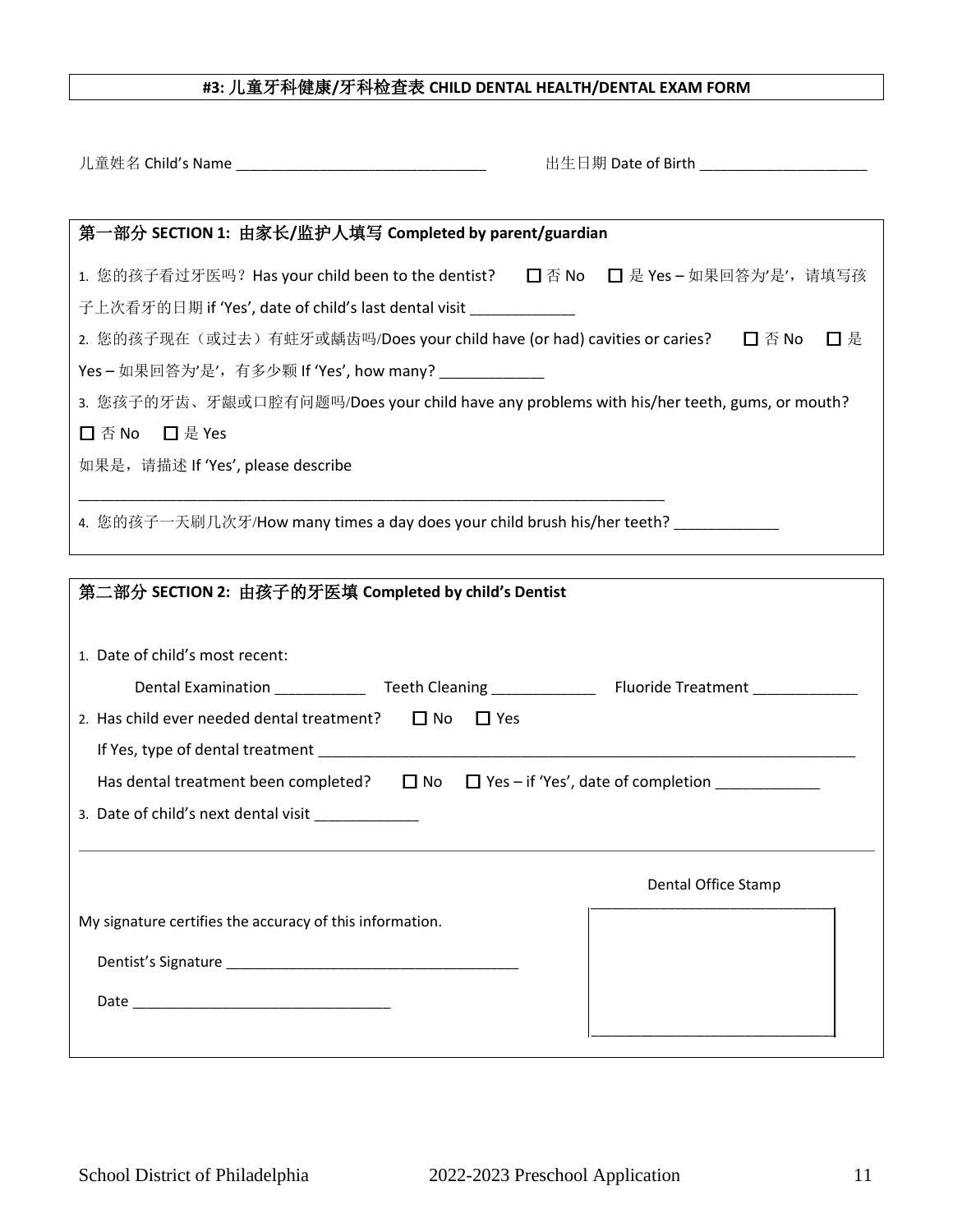## #3: 儿童牙科健康/牙科检查表 CHILD DENTAL HEALTH/DENTAL EXAM FORM

儿童姓名 Child's Name ______________________________ 出生日期 Date of Birth ____________________

### 第一部分 SECTION 1: 由家长/监护人填写 Completed by parent/guardian

1. 您的孩子看过牙医吗？Has your child been to the dentist? ☐ 否 No ☐ 是 Yes – 如果回答为'是'，请填写孩子上次看牙的日期 if 'Yes', date of child's last dental visit ____________

2. 您的孩子现在（或过去）有蛀牙或龋齿吗/Does your child have (or had) cavities or caries? ☐ 否 No ☐ 是 Yes – 如果回答为'是'，有多少颗 If 'Yes', how many? ____________

3. 您孩子的牙齿、牙龈或口腔有问题吗/Does your child have any problems with his/her teeth, gums, or mouth?
☐ 否 No ☐ 是 Yes
如果是，请描述 If 'Yes', please describe
______________________________________________________________________

4. 您的孩子一天刷几次牙/How many times a day does your child brush his/her teeth? ____________

### 第二部分 SECTION 2: 由孩子的牙医填 Completed by child's Dentist

1. Date of child's most recent:
   Dental Examination __________ Teeth Cleaning ____________ Fluoride Treatment ____________

2. Has child ever needed dental treatment? ☐ No ☐ Yes
   If Yes, type of dental treatment ______________________________________________________________
   Has dental treatment been completed? ☐ No ☐ Yes – if 'Yes', date of completion ____________

3. Date of child's next dental visit ____________

---

Dental Office Stamp

My signature certifies the accuracy of this information.

Dentist's Signature __________________________________

Date ______________________________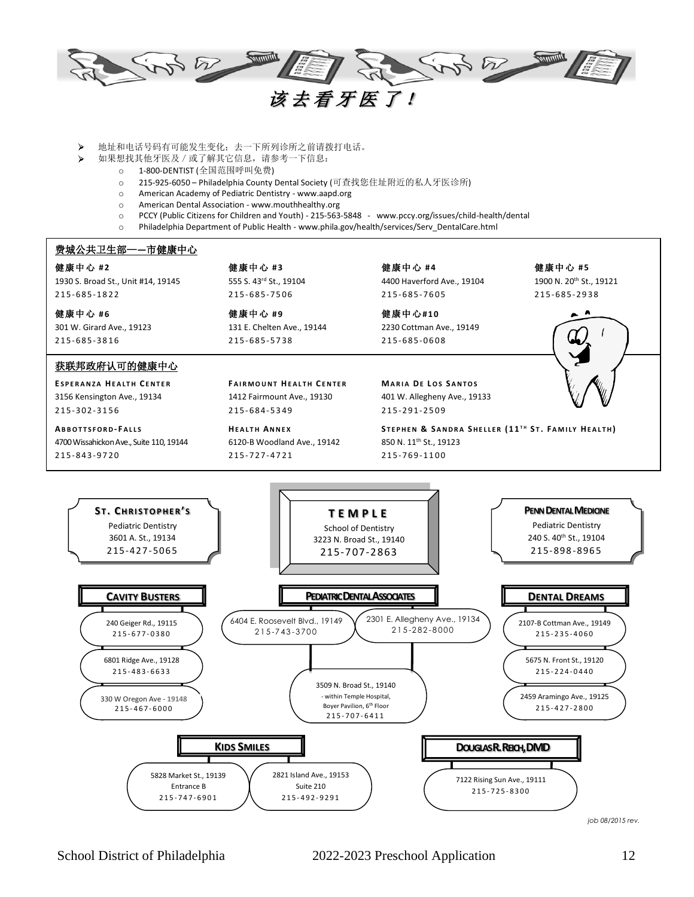# 该去看牙医了！

- 地址和电话号码有可能发生变化；去一下所列诊所之前请拨打电话。
- 如果想找其他牙医及／或了解其它信息，请参考一下信息：
  - 1-800-DENTIST (全国范围呼叫免费)
  - 215-925-6050 – Philadelphia County Dental Society (可查找您住址附近的私人牙医诊所)
  - American Academy of Pediatric Dentistry - www.aapd.org
  - American Dental Association - www.mouthhealthy.org
  - PCCY (Public Citizens for Children and Youth) - 215-563-5848 - www.pccy.org/issues/child-health/dental
  - Philadelphia Department of Public Health - www.phila.gov/health/services/Serv_DentalCare.html

## 费城公共卫生部——市健康中心

**健康中心 #2**
1930 S. Broad St., Unit #14, 19145
215-685-1822

**健康中心 #3**
555 S. 43rd St., 19104
215-685-7506

**健康中心 #4**
4400 Haverford Ave., 19104
215-685-7605

**健康中心 #5**
1900 N. 20th St., 19121
215-685-2938

**健康中心 #6**
301 W. Girard Ave., 19123
215-685-3816

**健康中心 #9**
131 E. Chelten Ave., 19144
215-685-5738

**健康中心#10**
2230 Cottman Ave., 19149
215-685-0608

## 获联邦政府认可的健康中心

**ESPERANZA HEALTH CENTER**
3156 Kensington Ave., 19134
215-302-3156

**FAIRMOUNT HEALTH CENTER**
1412 Fairmount Ave., 19130
215-684-5349

**MARIA DE LOS SANTOS**
401 W. Allegheny Ave., 19133
215-291-2509

**ABBOTTSFORD-FALLS**
4700 Wissahickon Ave., Suite 110, 19144
215-843-9720

**HEALTH ANNEX**
6120-B Woodland Ave., 19142
215-727-4721

**STEPHEN & SANDRA SHELLER (11TH ST. FAMILY HEALTH)**
850 N. 11th St., 19123
215-769-1100

**ST. CHRISTOPHER'S**
Pediatric Dentistry
3601 A. St., 19134
215-427-5065

**TEMPLE**
School of Dentistry
3223 N. Broad St., 19140
215-707-2863

**PENN DENTAL MEDICINE**
Pediatric Dentistry
240 S. 40th St., 19104
215-898-8965

**CAVITY BUSTERS**
- 240 Geiger Rd., 19115 — 215-677-0380
- 6801 Ridge Ave., 19128 — 215-483-6633
- 330 W Oregon Ave - 19148 — 215-467-6000

**PEDIATRIC DENTAL ASSOCIATES**
- 6404 E. Roosevelt Blvd., 19149 — 215-743-3700
- 2301 E. Allegheny Ave., 19134 — 215-282-8000
- 3509 N. Broad St., 19140 - within Temple Hospital, Boyer Pavilion, 6th Floor — 215-707-6411

**DENTAL DREAMS**
- 2107-B Cottman Ave., 19149 — 215-235-4060
- 5675 N. Front St., 19120 — 215-224-0440
- 2459 Aramingo Ave., 19125 — 215-427-2800

**KIDS SMILES**
- 5828 Market St., 19139, Entrance B — 215-747-6901
- 2821 Island Ave., 19153, Suite 210 — 215-492-9291

**DOUGLAS R. REICH, DMD**
- 7122 Rising Sun Ave., 19111 — 215-725-8300

*job 08/2015 rev.*